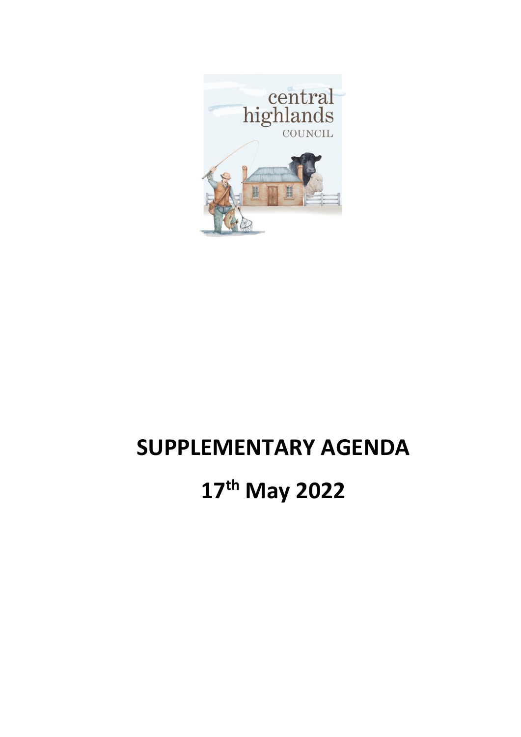# SUPPLEMENTARY AGENDA

# 17th May 2022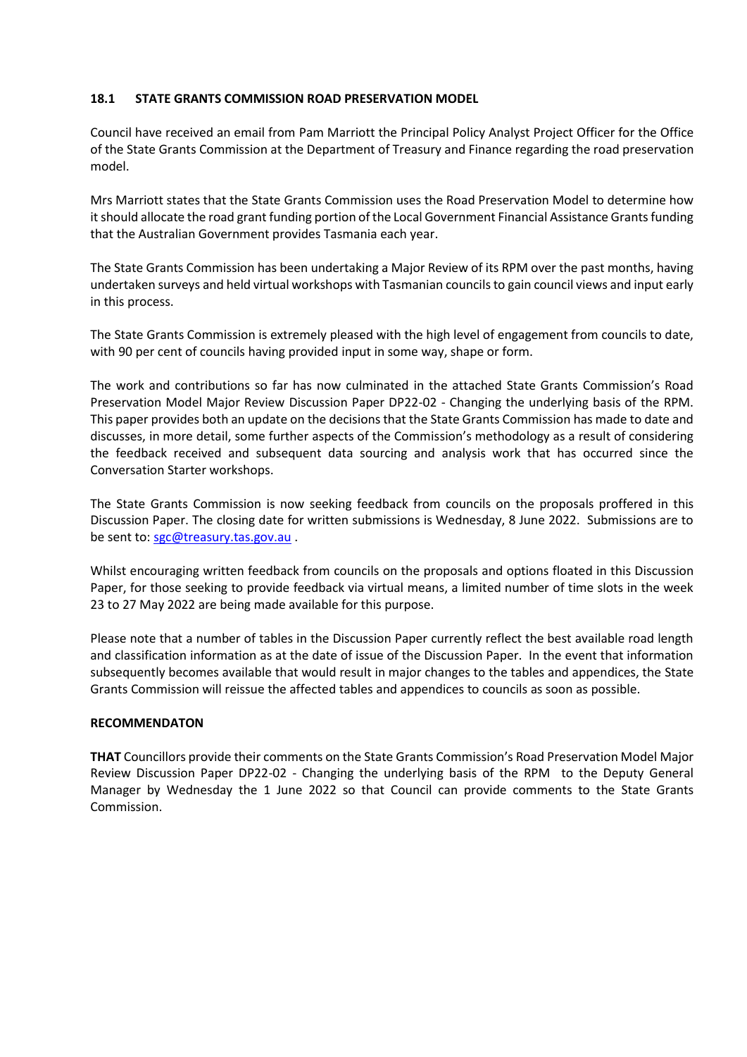### 18.1 STATE GRANTS COMMISSION ROAD PRESERVATION MODEL

Council have received an email from Pam Marriott the Principal Policy Analyst Project Officer for the Office of the State Grants Commission at the Department of Treasury and Finance regarding the road preservation model.

Mrs Marriott states that the State Grants Commission uses the Road Preservation Model to determine how it should allocate the road grant funding portion of the Local Government Financial Assistance Grants funding that the Australian Government provides Tasmania each year.

The State Grants Commission has been undertaking a Major Review of its RPM over the past months, having undertaken surveys and held virtual workshops with Tasmanian councils to gain council views and input early in this process.

The State Grants Commission is extremely pleased with the high level of engagement from councils to date, with 90 per cent of councils having provided input in some way, shape or form.

The work and contributions so far has now culminated in the attached State Grants Commission's Road Preservation Model Major Review Discussion Paper DP22-02 - Changing the underlying basis of the RPM. This paper provides both an update on the decisions that the State Grants Commission has made to date and discusses, in more detail, some further aspects of the Commission's methodology as a result of considering the feedback received and subsequent data sourcing and analysis work that has occurred since the Conversation Starter workshops.

The State Grants Commission is now seeking feedback from councils on the proposals proffered in this Discussion Paper. The closing date for written submissions is Wednesday, 8 June 2022. Submissions are to be sent to: sgc@treasury.tas.gov.au .

Whilst encouraging written feedback from councils on the proposals and options floated in this Discussion Paper, for those seeking to provide feedback via virtual means, a limited number of time slots in the week 23 to 27 May 2022 are being made available for this purpose.

Please note that a number of tables in the Discussion Paper currently reflect the best available road length and classification information as at the date of issue of the Discussion Paper. In the event that information subsequently becomes available that would result in major changes to the tables and appendices, the State Grants Commission will reissue the affected tables and appendices to councils as soon as possible.

#### RECOMMENDATON

**THAT** Councillors provide their comments on the State Grants Commission's Road Preservation Model Major Review Discussion Paper DP22-02 - Changing the underlying basis of the RPM to the Deputy General Manager by Wednesday the 1 June 2022 so that Council can provide comments to the State Grants Commission.